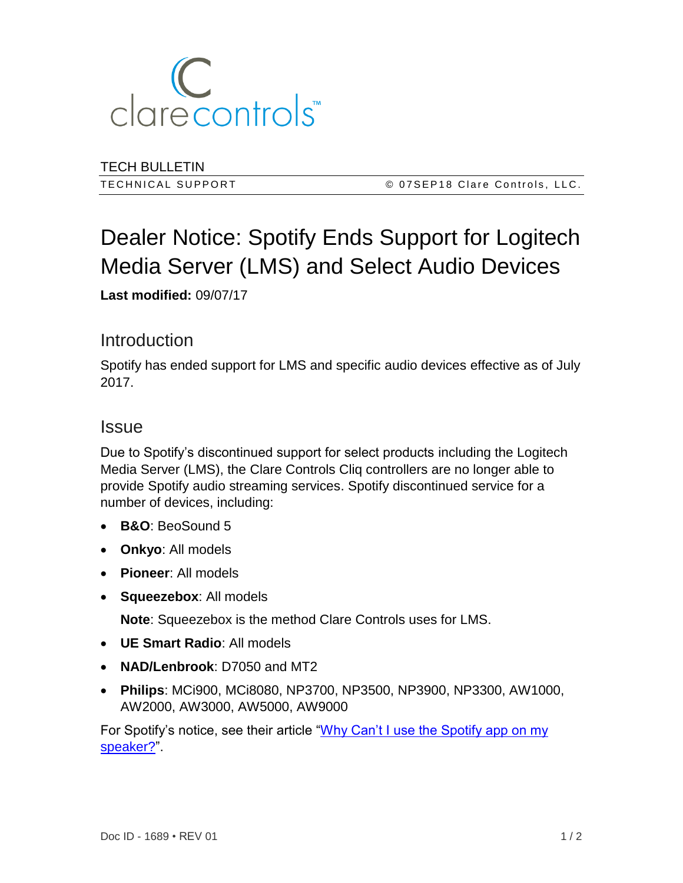clare controls™

TECH BULLETIN

TECHNICAL SUPPORT © 07SEP18 Clare Controls, LLC.

# Dealer Notice: Spotify Ends Support for Logitech Media Server (LMS) and Select Audio Devices

**Last modified:** 09/07/17

## Introduction

Spotify has ended support for LMS and specific audio devices effective as of July 2017.

## Issue

Due to Spotify's discontinued support for select products including the Logitech Media Server (LMS), the Clare Controls Cliq controllers are no longer able to provide Spotify audio streaming services. Spotify discontinued service for a number of devices, including:

- **B&O**: BeoSound 5
- **Onkyo**: All models
- **Pioneer**: All models
- **Squeezebox**: All models

  **Note**: Squeezebox is the method Clare Controls uses for LMS.
- **UE Smart Radio**: All models
- **NAD/Lenbrook**: D7050 and MT2
- **Philips**: MCi900, MCi8080, NP3700, NP3500, NP3900, NP3300, AW1000, AW2000, AW3000, AW5000, AW9000

For Spotify's notice, see their article "Why Can't I use the Spotify app on my speaker?".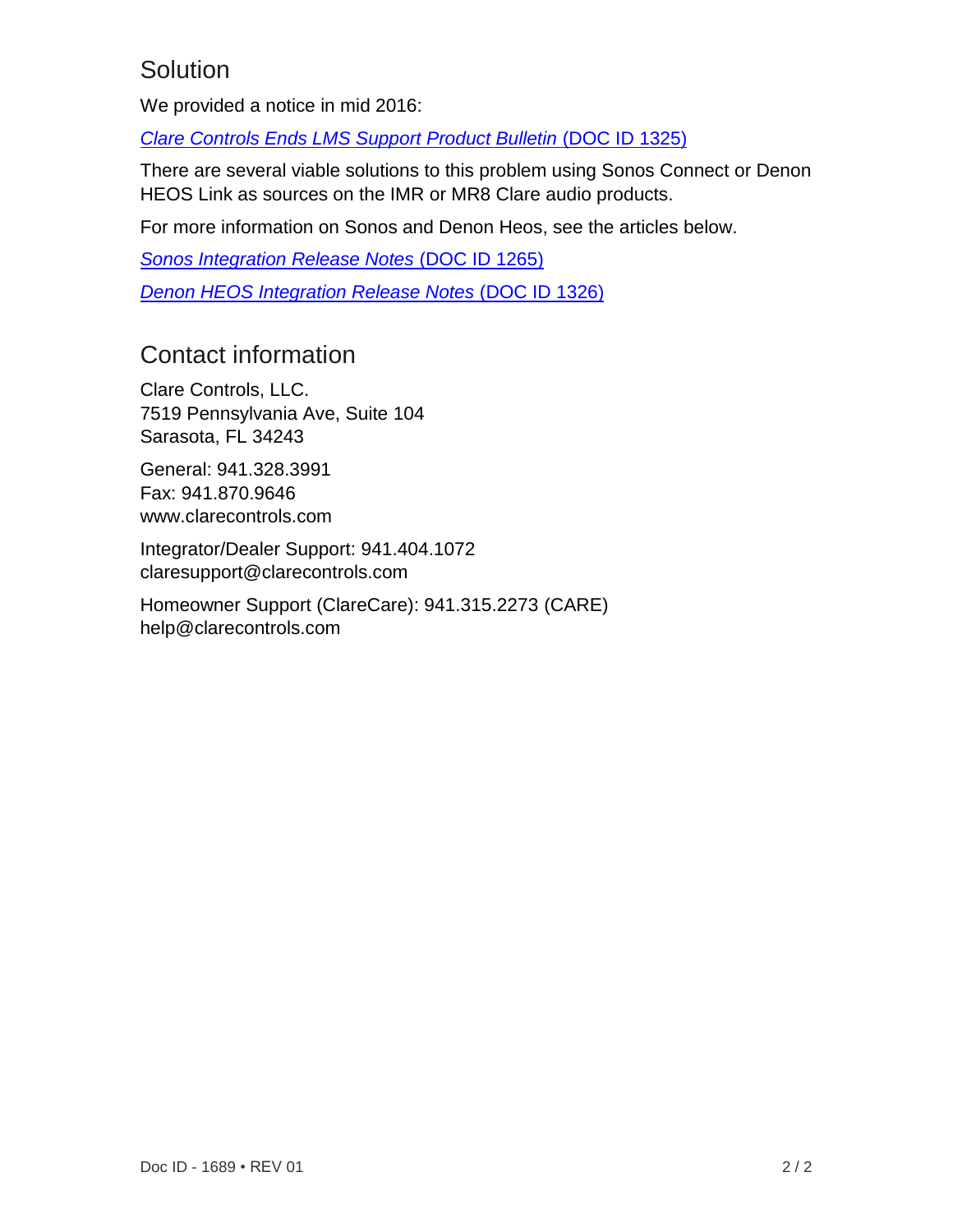## Solution

We provided a notice in mid 2016:

*Clare Controls Ends LMS Support Product Bulletin* (DOC ID 1325)

There are several viable solutions to this problem using Sonos Connect or Denon HEOS Link as sources on the IMR or MR8 Clare audio products.

For more information on Sonos and Denon Heos, see the articles below.

*Sonos Integration Release Notes* (DOC ID 1265)

*Denon HEOS Integration Release Notes* (DOC ID 1326)

## Contact information

Clare Controls, LLC.
7519 Pennsylvania Ave, Suite 104
Sarasota, FL 34243

General: 941.328.3991
Fax: 941.870.9646
www.clarecontrols.com

Integrator/Dealer Support: 941.404.1072
claresupport@clarecontrols.com

Homeowner Support (ClareCare): 941.315.2273 (CARE)
help@clarecontrols.com